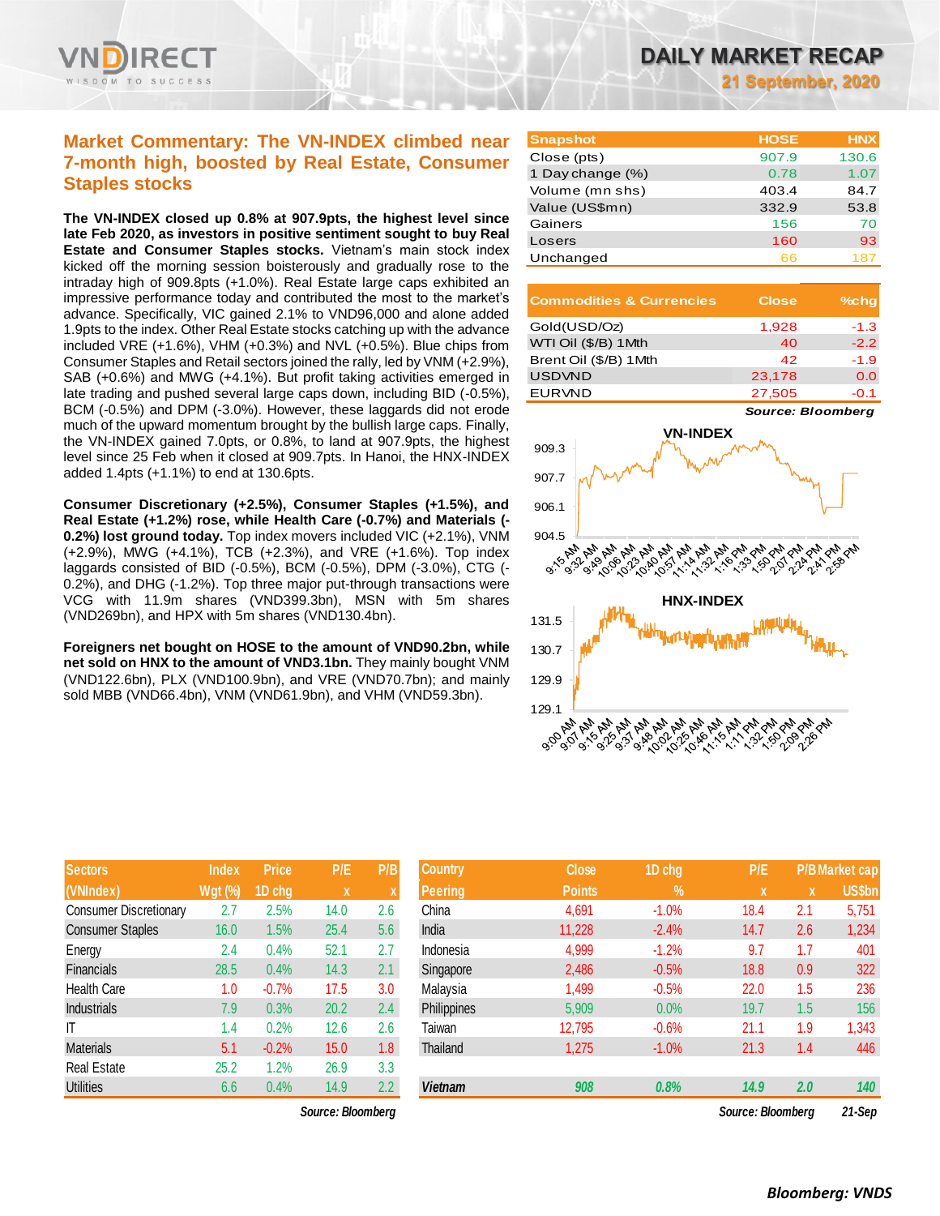# DAILY MARKET RECAP

**21 September, 2020**

## Market Commentary: The VN-INDEX climbed near 7-month high, boosted by Real Estate, Consumer Staples stocks

**The VN-INDEX closed up 0.8% at 907.9pts, the highest level since late Feb 2020, as investors in positive sentiment sought to buy Real Estate and Consumer Staples stocks.** Vietnam's main stock index kicked off the morning session boisterously and gradually rose to the intraday high of 909.8pts (+1.0%). Real Estate large caps exhibited an impressive performance today and contributed the most to the market's advance. Specifically, VIC gained 2.1% to VND96,000 and alone added 1.9pts to the index. Other Real Estate stocks catching up with the advance included VRE (+1.6%), VHM (+0.3%) and NVL (+0.5%). Blue chips from Consumer Staples and Retail sectors joined the rally, led by VNM (+2.9%), SAB (+0.6%) and MWG (+4.1%). But profit taking activities emerged in late trading and pushed several large caps down, including BID (-0.5%), BCM (-0.5%) and DPM (-3.0%). However, these laggards did not erode much of the upward momentum brought by the bullish large caps. Finally, the VN-INDEX gained 7.0pts, or 0.8%, to land at 907.9pts, the highest level since 25 Feb when it closed at 909.7pts. In Hanoi, the HNX-INDEX added 1.4pts (+1.1%) to end at 130.6pts.

**Consumer Discretionary (+2.5%), Consumer Staples (+1.5%), and Real Estate (+1.2%) rose, while Health Care (-0.7%) and Materials (-0.2%) lost ground today.** Top index movers included VIC (+2.1%), VNM (+2.9%), MWG (+4.1%), TCB (+2.3%), and VRE (+1.6%). Top index laggards consisted of BID (-0.5%), BCM (-0.5%), DPM (-3.0%), CTG (-0.2%), and DHG (-1.2%). Top three major put-through transactions were VCG with 11.9m shares (VND399.3bn), MSN with 5m shares (VND269bn), and HPX with 5m shares (VND130.4bn).

**Foreigners net bought on HOSE to the amount of VND90.2bn, while net sold on HNX to the amount of VND3.1bn.** They mainly bought VNM (VND122.6bn), PLX (VND100.9bn), and VRE (VND70.7bn); and mainly sold MBB (VND66.4bn), VNM (VND61.9bn), and VHM (VND59.3bn).

| Snapshot | HOSE | HNX |
|---|---|---|
| Close (pts) | 907.9 | 130.6 |
| 1 Day change (%) | 0.78 | 1.07 |
| Volume (mn shs) | 403.4 | 84.7 |
| Value (US$mn) | 332.9 | 53.8 |
| Gainers | 156 | 70 |
| Losers | 160 | 93 |
| Unchanged | 66 | 187 |

| Commodities & Currencies | Close | %chg |
|---|---|---|
| Gold(USD/Oz) | 1,928 | -1.3 |
| WTI Oil ($/B) 1Mth | 40 | -2.2 |
| Brent Oil ($/B) 1Mth | 42 | -1.9 |
| USDVND | 23,178 | 0.0 |
| EURVND | 27,505 | -0.1 |

*Source: Bloomberg*

| Sectors (VNIndex) | Index Wgt (%) | Price 1D chg | P/E x | P/B x |
|---|---|---|---|---|
| Consumer Discretionary | 2.7 | 2.5% | 14.0 | 2.6 |
| Consumer Staples | 16.0 | 1.5% | 25.4 | 5.6 |
| Energy | 2.4 | 0.4% | 52.1 | 2.7 |
| Financials | 28.5 | 0.4% | 14.3 | 2.1 |
| Health Care | 1.0 | -0.7% | 17.5 | 3.0 |
| Industrials | 7.9 | 0.3% | 20.2 | 2.4 |
| IT | 1.4 | 0.2% | 12.6 | 2.6 |
| Materials | 5.1 | -0.2% | 15.0 | 1.8 |
| Real Estate | 25.2 | 1.2% | 26.9 | 3.3 |
| Utilities | 6.6 | 0.4% | 14.9 | 2.2 |

*Source: Bloomberg*

| Country Peering | Close Points | 1D chg % | P/E x | P/B x | Market cap US$bn |
|---|---|---|---|---|---|
| China | 4,691 | -1.0% | 18.4 | 2.1 | 5,751 |
| India | 11,228 | -2.4% | 14.7 | 2.6 | 1,234 |
| Indonesia | 4,999 | -1.2% | 9.7 | 1.7 | 401 |
| Singapore | 2,486 | -0.5% | 18.8 | 0.9 | 322 |
| Malaysia | 1,499 | -0.5% | 22.0 | 1.5 | 236 |
| Philippines | 5,909 | 0.0% | 19.7 | 1.5 | 156 |
| Taiwan | 12,795 | -0.6% | 21.1 | 1.9 | 1,343 |
| Thailand | 1,275 | -1.0% | 21.3 | 1.4 | 446 |
| ***Vietnam*** | ***908*** | ***0.8%*** | ***14.9*** | ***2.0*** | ***140*** |

*Source: Bloomberg* *21-Sep*

***Bloomberg: VNDS***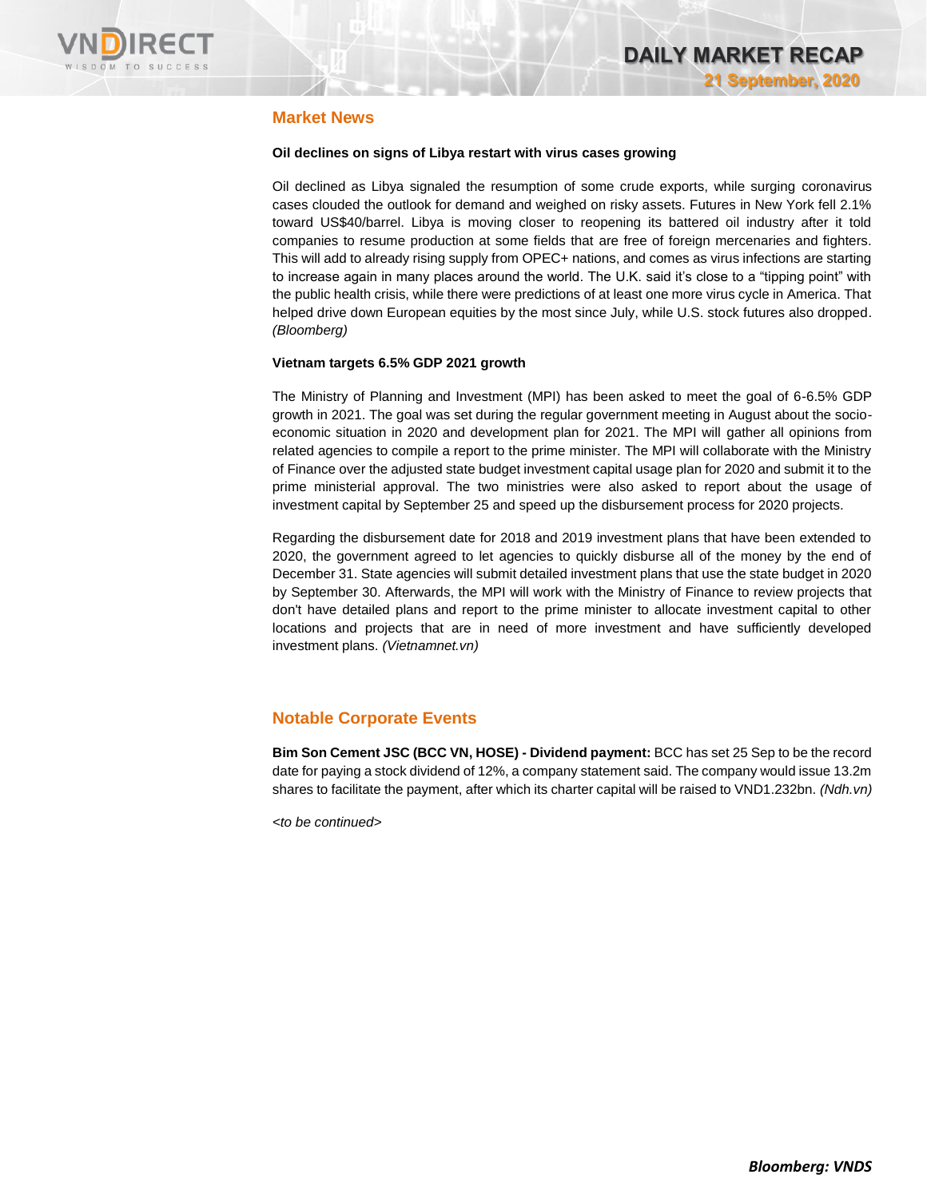## Market News

**Oil declines on signs of Libya restart with virus cases growing**

Oil declined as Libya signaled the resumption of some crude exports, while surging coronavirus cases clouded the outlook for demand and weighed on risky assets. Futures in New York fell 2.1% toward US$40/barrel. Libya is moving closer to reopening its battered oil industry after it told companies to resume production at some fields that are free of foreign mercenaries and fighters. This will add to already rising supply from OPEC+ nations, and comes as virus infections are starting to increase again in many places around the world. The U.K. said it's close to a "tipping point" with the public health crisis, while there were predictions of at least one more virus cycle in America. That helped drive down European equities by the most since July, while U.S. stock futures also dropped. *(Bloomberg)*

**Vietnam targets 6.5% GDP 2021 growth**

The Ministry of Planning and Investment (MPI) has been asked to meet the goal of 6-6.5% GDP growth in 2021. The goal was set during the regular government meeting in August about the socio-economic situation in 2020 and development plan for 2021. The MPI will gather all opinions from related agencies to compile a report to the prime minister. The MPI will collaborate with the Ministry of Finance over the adjusted state budget investment capital usage plan for 2020 and submit it to the prime ministerial approval. The two ministries were also asked to report about the usage of investment capital by September 25 and speed up the disbursement process for 2020 projects.

Regarding the disbursement date for 2018 and 2019 investment plans that have been extended to 2020, the government agreed to let agencies to quickly disburse all of the money by the end of December 31. State agencies will submit detailed investment plans that use the state budget in 2020 by September 30. Afterwards, the MPI will work with the Ministry of Finance to review projects that don't have detailed plans and report to the prime minister to allocate investment capital to other locations and projects that are in need of more investment and have sufficiently developed investment plans. *(Vietnamnet.vn)*

## Notable Corporate Events

**Bim Son Cement JSC (BCC VN, HOSE) - Dividend payment:** BCC has set 25 Sep to be the record date for paying a stock dividend of 12%, a company statement said. The company would issue 13.2m shares to facilitate the payment, after which its charter capital will be raised to VND1.232bn. *(Ndh.vn)*

*<to be continued>*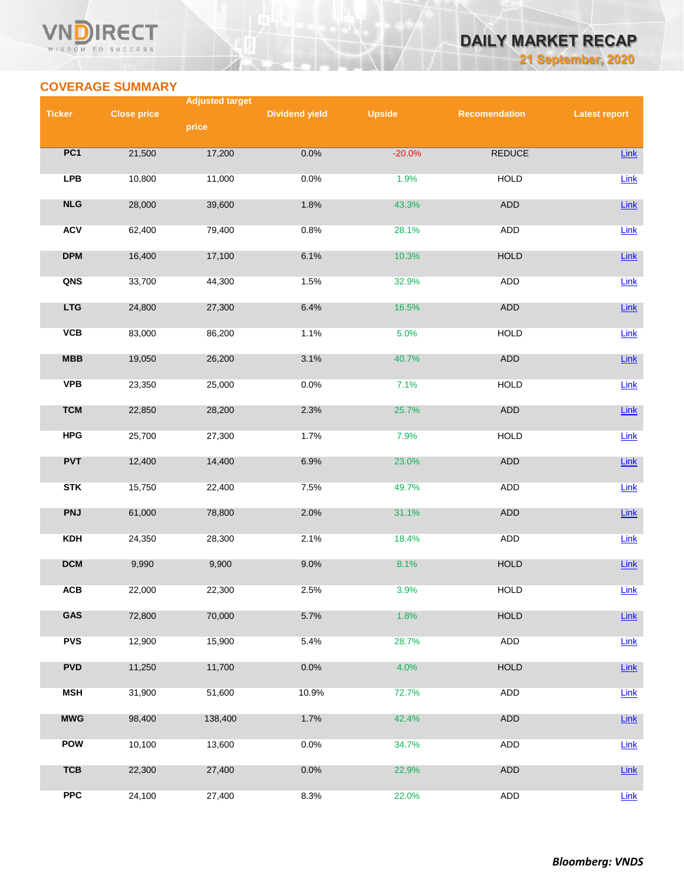## COVERAGE SUMMARY

| Ticker | Close price | Adjusted target price | Dividend yield | Upside | Recomendation | Latest report |
|---|---|---|---|---|---|---|
| PC1 | 21,500 | 17,200 | 0.0% | -20.0% | REDUCE | Link |
| LPB | 10,800 | 11,000 | 0.0% | 1.9% | HOLD | Link |
| NLG | 28,000 | 39,600 | 1.8% | 43.3% | ADD | Link |
| ACV | 62,400 | 79,400 | 0.8% | 28.1% | ADD | Link |
| DPM | 16,400 | 17,100 | 6.1% | 10.3% | HOLD | Link |
| QNS | 33,700 | 44,300 | 1.5% | 32.9% | ADD | Link |
| LTG | 24,800 | 27,300 | 6.4% | 16.5% | ADD | Link |
| VCB | 83,000 | 86,200 | 1.1% | 5.0% | HOLD | Link |
| MBB | 19,050 | 26,200 | 3.1% | 40.7% | ADD | Link |
| VPB | 23,350 | 25,000 | 0.0% | 7.1% | HOLD | Link |
| TCM | 22,850 | 28,200 | 2.3% | 25.7% | ADD | Link |
| HPG | 25,700 | 27,300 | 1.7% | 7.9% | HOLD | Link |
| PVT | 12,400 | 14,400 | 6.9% | 23.0% | ADD | Link |
| STK | 15,750 | 22,400 | 7.5% | 49.7% | ADD | Link |
| PNJ | 61,000 | 78,800 | 2.0% | 31.1% | ADD | Link |
| KDH | 24,350 | 28,300 | 2.1% | 18.4% | ADD | Link |
| DCM | 9,990 | 9,900 | 9.0% | 8.1% | HOLD | Link |
| ACB | 22,000 | 22,300 | 2.5% | 3.9% | HOLD | Link |
| GAS | 72,800 | 70,000 | 5.7% | 1.8% | HOLD | Link |
| PVS | 12,900 | 15,900 | 5.4% | 28.7% | ADD | Link |
| PVD | 11,250 | 11,700 | 0.0% | 4.0% | HOLD | Link |
| MSH | 31,900 | 51,600 | 10.9% | 72.7% | ADD | Link |
| MWG | 98,400 | 138,400 | 1.7% | 42.4% | ADD | Link |
| POW | 10,100 | 13,600 | 0.0% | 34.7% | ADD | Link |
| TCB | 22,300 | 27,400 | 0.0% | 22.9% | ADD | Link |
| PPC | 24,100 | 27,400 | 8.3% | 22.0% | ADD | Link |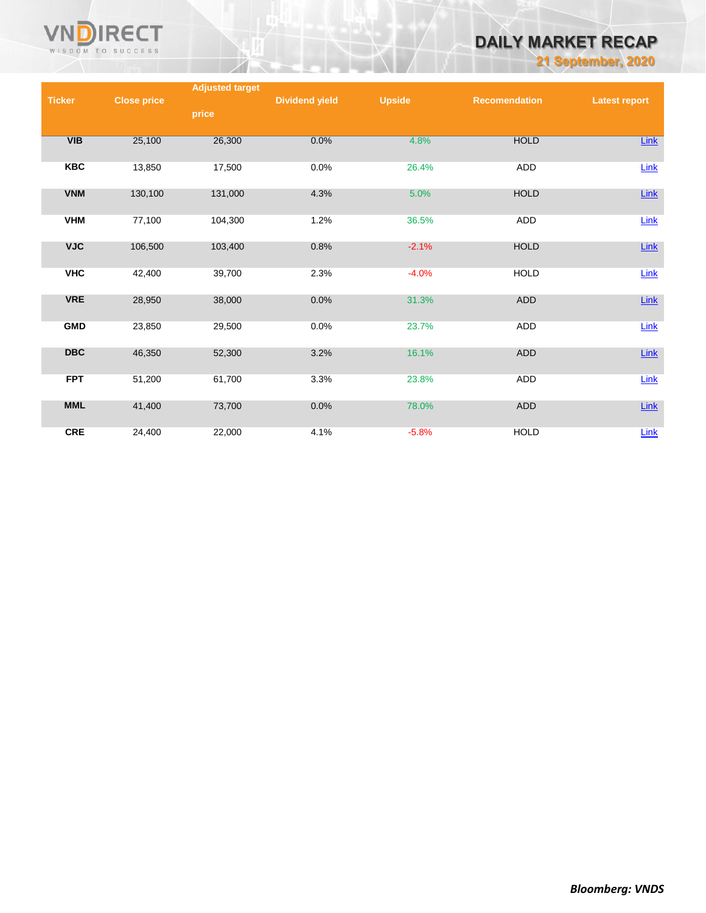| Ticker | Close price | Adjusted target price | Dividend yield | Upside | Recomendation | Latest report |
|---|---|---|---|---|---|---|
| VIB | 25,100 | 26,300 | 0.0% | 4.8% | HOLD | Link |
| KBC | 13,850 | 17,500 | 0.0% | 26.4% | ADD | Link |
| VNM | 130,100 | 131,000 | 4.3% | 5.0% | HOLD | Link |
| VHM | 77,100 | 104,300 | 1.2% | 36.5% | ADD | Link |
| VJC | 106,500 | 103,400 | 0.8% | -2.1% | HOLD | Link |
| VHC | 42,400 | 39,700 | 2.3% | -4.0% | HOLD | Link |
| VRE | 28,950 | 38,000 | 0.0% | 31.3% | ADD | Link |
| GMD | 23,850 | 29,500 | 0.0% | 23.7% | ADD | Link |
| DBC | 46,350 | 52,300 | 3.2% | 16.1% | ADD | Link |
| FPT | 51,200 | 61,700 | 3.3% | 23.8% | ADD | Link |
| MML | 41,400 | 73,700 | 0.0% | 78.0% | ADD | Link |
| CRE | 24,400 | 22,000 | 4.1% | -5.8% | HOLD | Link |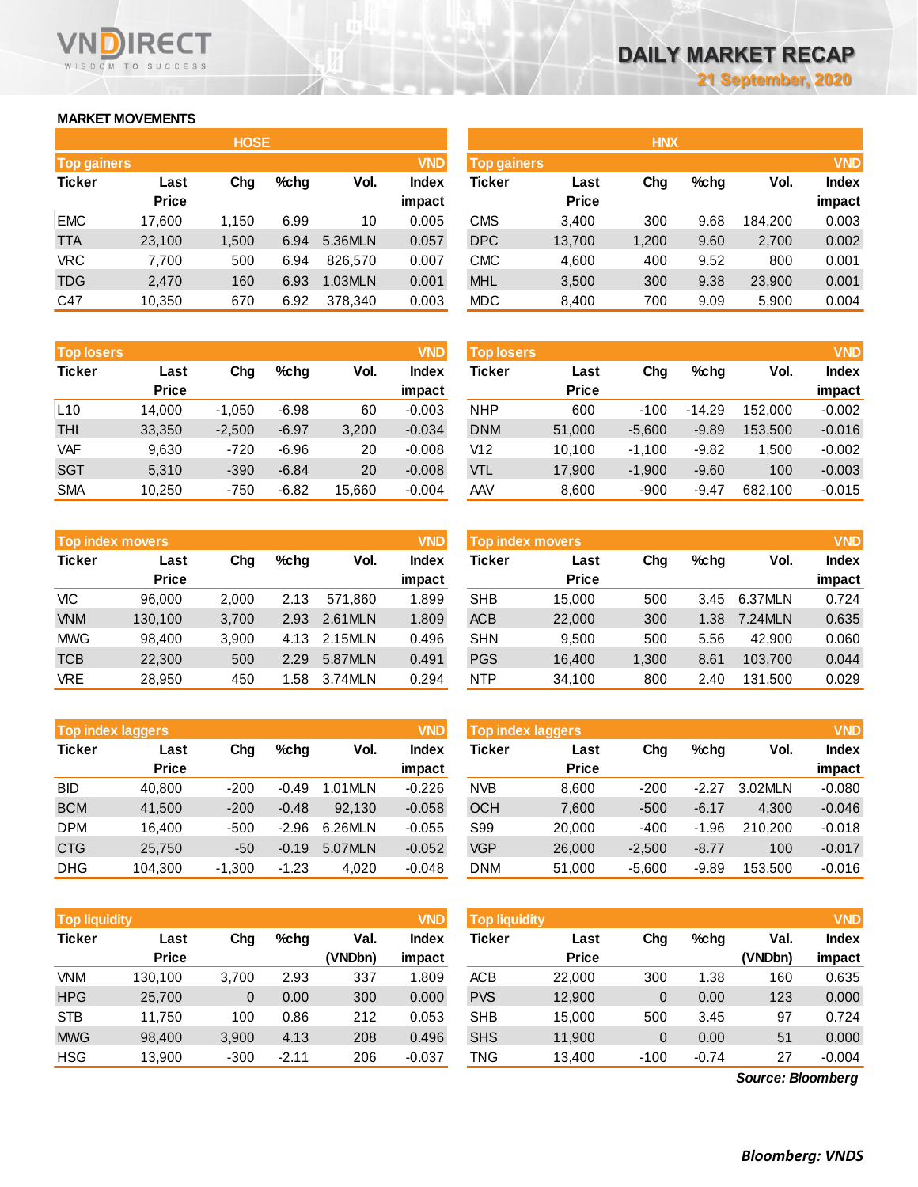# DAILY MARKET RECAP

21 September, 2020

## MARKET MOVEMENTS

### HOSE

| Top gainers | | | | | VND |
|---|---|---|---|---|---|
| Ticker | Last Price | Chg | %chg | Vol. | Index impact |
| EMC | 17,600 | 1,150 | 6.99 | 10 | 0.005 |
| TTA | 23,100 | 1,500 | 6.94 | 5.36MLN | 0.057 |
| VRC | 7,700 | 500 | 6.94 | 826,570 | 0.007 |
| TDG | 2,470 | 160 | 6.93 | 1.03MLN | 0.001 |
| C47 | 10,350 | 670 | 6.92 | 378,340 | 0.003 |

| Top losers | | | | | VND |
|---|---|---|---|---|---|
| Ticker | Last Price | Chg | %chg | Vol. | Index impact |
| L10 | 14,000 | -1,050 | -6.98 | 60 | -0.003 |
| THI | 33,350 | -2,500 | -6.97 | 3,200 | -0.034 |
| VAF | 9,630 | -720 | -6.96 | 20 | -0.008 |
| SGT | 5,310 | -390 | -6.84 | 20 | -0.008 |
| SMA | 10,250 | -750 | -6.82 | 15,660 | -0.004 |

| Top index movers | | | | | VND |
|---|---|---|---|---|---|
| Ticker | Last Price | Chg | %chg | Vol. | Index impact |
| VIC | 96,000 | 2,000 | 2.13 | 571,860 | 1.899 |
| VNM | 130,100 | 3,700 | 2.93 | 2.61MLN | 1.809 |
| MWG | 98,400 | 3,900 | 4.13 | 2.15MLN | 0.496 |
| TCB | 22,300 | 500 | 2.29 | 5.87MLN | 0.491 |
| VRE | 28,950 | 450 | 1.58 | 3.74MLN | 0.294 |

| Top index laggers | | | | | VND |
|---|---|---|---|---|---|
| Ticker | Last Price | Chg | %chg | Vol. | Index impact |
| BID | 40,800 | -200 | -0.49 | 1.01MLN | -0.226 |
| BCM | 41,500 | -200 | -0.48 | 92,130 | -0.058 |
| DPM | 16,400 | -500 | -2.96 | 6.26MLN | -0.055 |
| CTG | 25,750 | -50 | -0.19 | 5.07MLN | -0.052 |
| DHG | 104,300 | -1,300 | -1.23 | 4,020 | -0.048 |

| Top liquidity | | | | | VND |
|---|---|---|---|---|---|
| Ticker | Last Price | Chg | %chg | Val. (VNDbn) | Index impact |
| VNM | 130,100 | 3,700 | 2.93 | 337 | 1.809 |
| HPG | 25,700 | 0 | 0.00 | 300 | 0.000 |
| STB | 11,750 | 100 | 0.86 | 212 | 0.053 |
| MWG | 98,400 | 3,900 | 4.13 | 208 | 0.496 |
| HSG | 13,900 | -300 | -2.11 | 206 | -0.037 |

### HNX

| Top gainers | | | | | VND |
|---|---|---|---|---|---|
| Ticker | Last Price | Chg | %chg | Vol. | Index impact |
| CMS | 3,400 | 300 | 9.68 | 184,200 | 0.003 |
| DPC | 13,700 | 1,200 | 9.60 | 2,700 | 0.002 |
| CMC | 4,600 | 400 | 9.52 | 800 | 0.001 |
| MHL | 3,500 | 300 | 9.38 | 23,900 | 0.001 |
| MDC | 8,400 | 700 | 9.09 | 5,900 | 0.004 |

| Top losers | | | | | VND |
|---|---|---|---|---|---|
| Ticker | Last Price | Chg | %chg | Vol. | Index impact |
| NHP | 600 | -100 | -14.29 | 152,000 | -0.002 |
| DNM | 51,000 | -5,600 | -9.89 | 153,500 | -0.016 |
| V12 | 10,100 | -1,100 | -9.82 | 1,500 | -0.002 |
| VTL | 17,900 | -1,900 | -9.60 | 100 | -0.003 |
| AAV | 8,600 | -900 | -9.47 | 682,100 | -0.015 |

| Top index movers | | | | | VND |
|---|---|---|---|---|---|
| Ticker | Last Price | Chg | %chg | Vol. | Index impact |
| SHB | 15,000 | 500 | 3.45 | 6.37MLN | 0.724 |
| ACB | 22,000 | 300 | 1.38 | 7.24MLN | 0.635 |
| SHN | 9,500 | 500 | 5.56 | 42,900 | 0.060 |
| PGS | 16,400 | 1,300 | 8.61 | 103,700 | 0.044 |
| NTP | 34,100 | 800 | 2.40 | 131,500 | 0.029 |

| Top index laggers | | | | | VND |
|---|---|---|---|---|---|
| Ticker | Last Price | Chg | %chg | Vol. | Index impact |
| NVB | 8,600 | -200 | -2.27 | 3.02MLN | -0.080 |
| OCH | 7,600 | -500 | -6.17 | 4,300 | -0.046 |
| S99 | 20,000 | -400 | -1.96 | 210,200 | -0.018 |
| VGP | 26,000 | -2,500 | -8.77 | 100 | -0.017 |
| DNM | 51,000 | -5,600 | -9.89 | 153,500 | -0.016 |

| Top liquidity | | | | | VND |
|---|---|---|---|---|---|
| Ticker | Last Price | Chg | %chg | Val. (VNDbn) | Index impact |
| ACB | 22,000 | 300 | 1.38 | 160 | 0.635 |
| PVS | 12,900 | 0 | 0.00 | 123 | 0.000 |
| SHB | 15,000 | 500 | 3.45 | 97 | 0.724 |
| SHS | 11,900 | 0 | 0.00 | 51 | 0.000 |
| TNG | 13,400 | -100 | -0.74 | 27 | -0.004 |

*Source: Bloomberg*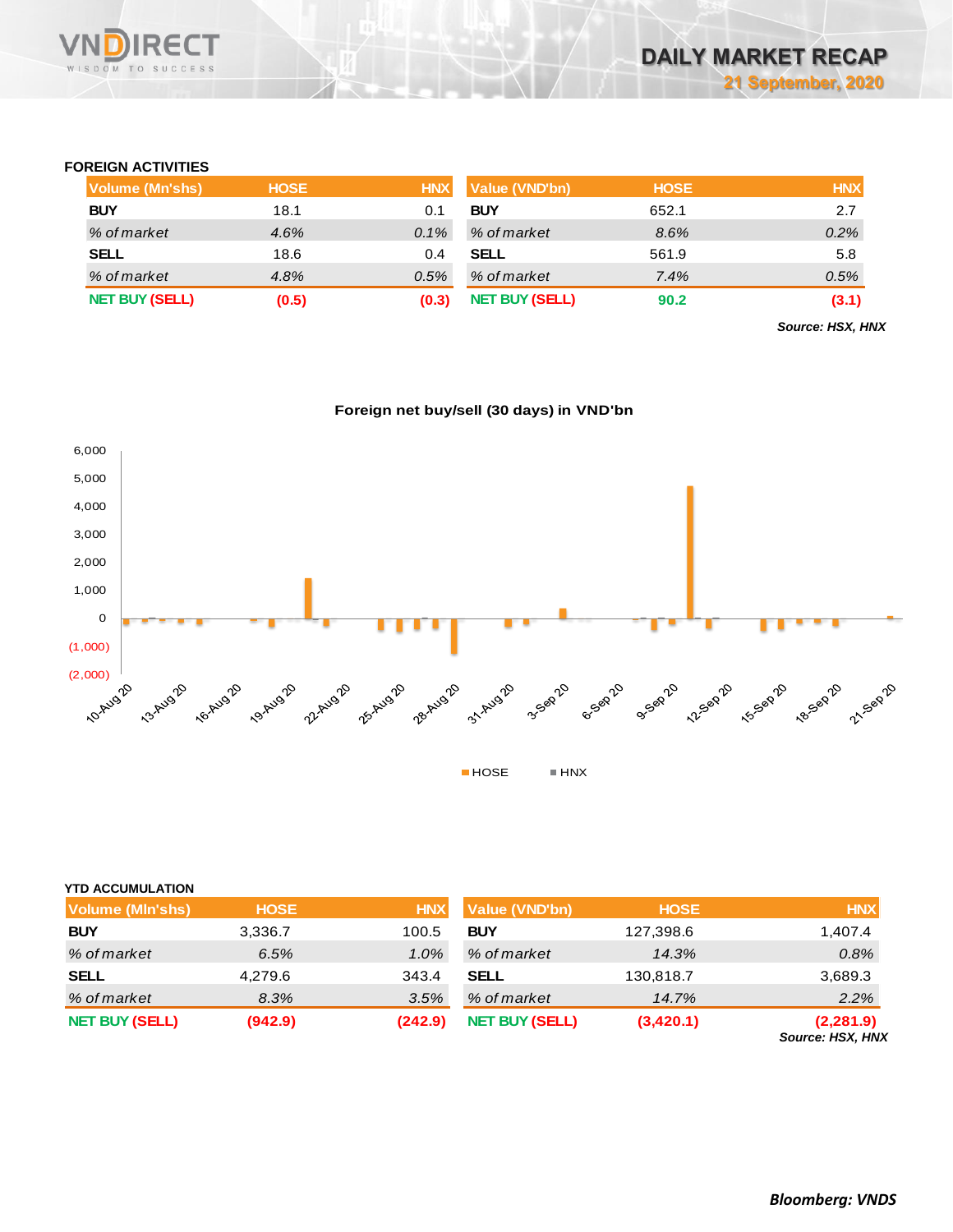### FOREIGN ACTIVITIES

| Volume (Mn'shs) | HOSE | HNX |
|---|---|---|
| **BUY** | 18.1 | 0.1 |
| *% of market* | *4.6%* | *0.1%* |
| **SELL** | 18.6 | 0.4 |
| *% of market* | *4.8%* | *0.5%* |
| **NET BUY (SELL)** | **(0.5)** | **(0.3)** |

| Value (VND'bn) | HOSE | HNX |
|---|---|---|
| **BUY** | 652.1 | 2.7 |
| *% of market* | *8.6%* | *0.2%* |
| **SELL** | 561.9 | 5.8 |
| *% of market* | *7.4%* | *0.5%* |
| **NET BUY (SELL)** | **90.2** | **(3.1)** |

***Source: HSX, HNX***

**Foreign net buy/sell (30 days) in VND'bn**

### YTD ACCUMULATION

| Volume (Mln'shs) | HOSE | HNX |
|---|---|---|
| **BUY** | 3,336.7 | 100.5 |
| *% of market* | *6.5%* | *1.0%* |
| **SELL** | 4,279.6 | 343.4 |
| *% of market* | *8.3%* | *3.5%* |
| **NET BUY (SELL)** | **(942.9)** | **(242.9)** |

| Value (VND'bn) | HOSE | HNX |
|---|---|---|
| **BUY** | 127,398.6 | 1,407.4 |
| *% of market* | *14.3%* | *0.8%* |
| **SELL** | 130,818.7 | 3,689.3 |
| *% of market* | *14.7%* | *2.2%* |
| **NET BUY (SELL)** | **(3,420.1)** | **(2,281.9)** |

***Source: HSX, HNX***

***Bloomberg: VNDS***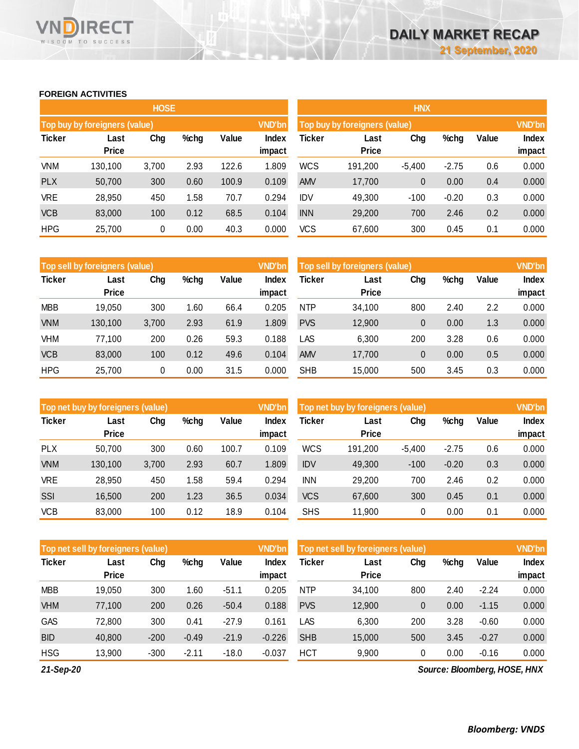# DAILY MARKET RECAP

21 September, 2020

## FOREIGN ACTIVITIES

### HOSE

| Top buy by foreigners (value) | | | | | VND'bn |
|---|---|---|---|---|---|
| Ticker | Last Price | Chg | %chg | Value | Index impact |
| VNM | 130,100 | 3,700 | 2.93 | 122.6 | 1.809 |
| PLX | 50,700 | 300 | 0.60 | 100.9 | 0.109 |
| VRE | 28,950 | 450 | 1.58 | 70.7 | 0.294 |
| VCB | 83,000 | 100 | 0.12 | 68.5 | 0.104 |
| HPG | 25,700 | 0 | 0.00 | 40.3 | 0.000 |

| Top sell by foreigners (value) | | | | | VND'bn |
|---|---|---|---|---|---|
| Ticker | Last Price | Chg | %chg | Value | Index impact |
| MBB | 19,050 | 300 | 1.60 | 66.4 | 0.205 |
| VNM | 130,100 | 3,700 | 2.93 | 61.9 | 1.809 |
| VHM | 77,100 | 200 | 0.26 | 59.3 | 0.188 |
| VCB | 83,000 | 100 | 0.12 | 49.6 | 0.104 |
| HPG | 25,700 | 0 | 0.00 | 31.5 | 0.000 |

| Top net buy by foreigners (value) | | | | | VND'bn |
|---|---|---|---|---|---|
| Ticker | Last Price | Chg | %chg | Value | Index impact |
| PLX | 50,700 | 300 | 0.60 | 100.7 | 0.109 |
| VNM | 130,100 | 3,700 | 2.93 | 60.7 | 1.809 |
| VRE | 28,950 | 450 | 1.58 | 59.4 | 0.294 |
| SSI | 16,500 | 200 | 1.23 | 36.5 | 0.034 |
| VCB | 83,000 | 100 | 0.12 | 18.9 | 0.104 |

| Top net sell by foreigners (value) | | | | | VND'bn |
|---|---|---|---|---|---|
| Ticker | Last Price | Chg | %chg | Value | Index impact |
| MBB | 19,050 | 300 | 1.60 | -51.1 | 0.205 |
| VHM | 77,100 | 200 | 0.26 | -50.4 | 0.188 |
| GAS | 72,800 | 300 | 0.41 | -27.9 | 0.161 |
| BID | 40,800 | -200 | -0.49 | -21.9 | -0.226 |
| HSG | 13,900 | -300 | -2.11 | -18.0 | -0.037 |

### HNX

| Top buy by foreigners (value) | | | | | VND'bn |
|---|---|---|---|---|---|
| Ticker | Last Price | Chg | %chg | Value | Index impact |
| WCS | 191,200 | -5,400 | -2.75 | 0.6 | 0.000 |
| AMV | 17,700 | 0 | 0.00 | 0.4 | 0.000 |
| IDV | 49,300 | -100 | -0.20 | 0.3 | 0.000 |
| INN | 29,200 | 700 | 2.46 | 0.2 | 0.000 |
| VCS | 67,600 | 300 | 0.45 | 0.1 | 0.000 |

| Top sell by foreigners (value) | | | | | VND'bn |
|---|---|---|---|---|---|
| Ticker | Last Price | Chg | %chg | Value | Index impact |
| NTP | 34,100 | 800 | 2.40 | 2.2 | 0.000 |
| PVS | 12,900 | 0 | 0.00 | 1.3 | 0.000 |
| LAS | 6,300 | 200 | 3.28 | 0.6 | 0.000 |
| AMV | 17,700 | 0 | 0.00 | 0.5 | 0.000 |
| SHB | 15,000 | 500 | 3.45 | 0.3 | 0.000 |

| Top net buy by foreigners (value) | | | | | VND'bn |
|---|---|---|---|---|---|
| Ticker | Last Price | Chg | %chg | Value | Index impact |
| WCS | 191,200 | -5,400 | -2.75 | 0.6 | 0.000 |
| IDV | 49,300 | -100 | -0.20 | 0.3 | 0.000 |
| INN | 29,200 | 700 | 2.46 | 0.2 | 0.000 |
| VCS | 67,600 | 300 | 0.45 | 0.1 | 0.000 |
| SHS | 11,900 | 0 | 0.00 | 0.1 | 0.000 |

| Top net sell by foreigners (value) | | | | | VND'bn |
|---|---|---|---|---|---|
| Ticker | Last Price | Chg | %chg | Value | Index impact |
| NTP | 34,100 | 800 | 2.40 | -2.24 | 0.000 |
| PVS | 12,900 | 0 | 0.00 | -1.15 | 0.000 |
| LAS | 6,300 | 200 | 3.28 | -0.60 | 0.000 |
| SHB | 15,000 | 500 | 3.45 | -0.27 | 0.000 |
| HCT | 9,900 | 0 | 0.00 | -0.16 | 0.000 |

*21-Sep-20*

*Source: Bloomberg, HOSE, HNX*

*Bloomberg: VNDS*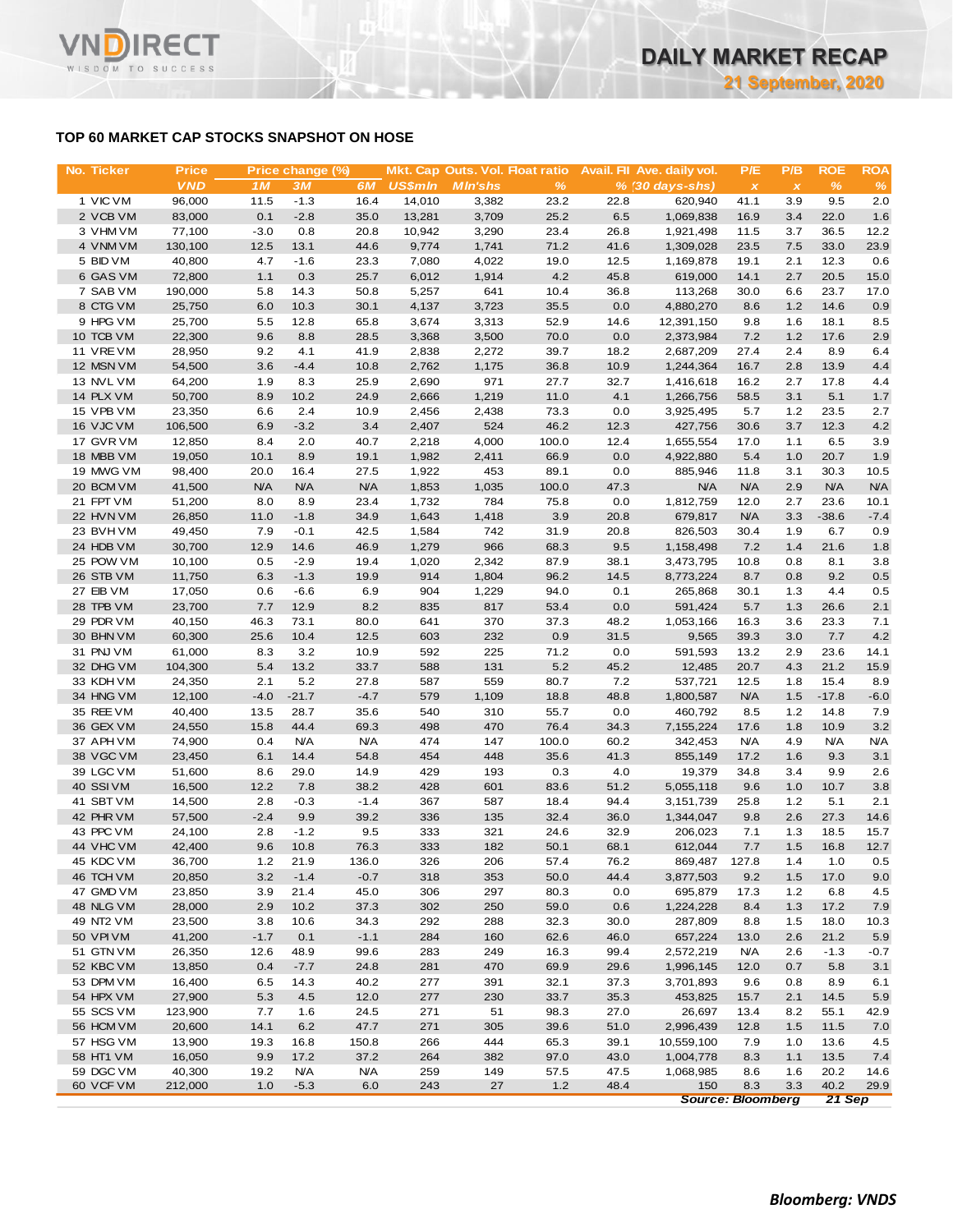## TOP 60 MARKET CAP STOCKS SNAPSHOT ON HOSE

| No. | Ticker | Price | Price change (%) | | | Mkt. Cap | Outs. Vol. | Float ratio | Avail. FII | Ave. daily vol. | P/E | P/B | ROE | ROA |
|---|---|---|---|---|---|---|---|---|---|---|---|---|---|---|
| | | VND | 1M | 3M | 6M | US$mln | Mln'shs | % | % | (30 days-shs) | x | x | % | % |
| 1 | VIC VM | 96,000 | 11.5 | -1.3 | 16.4 | 14,010 | 3,382 | 23.2 | 22.8 | 620,940 | 41.1 | 3.9 | 9.5 | 2.0 |
| 2 | VCB VM | 83,000 | 0.1 | -2.8 | 35.0 | 13,281 | 3,709 | 25.2 | 6.5 | 1,069,838 | 16.9 | 3.4 | 22.0 | 1.6 |
| 3 | VHM VM | 77,100 | -3.0 | 0.8 | 20.8 | 10,942 | 3,290 | 23.4 | 26.8 | 1,921,498 | 11.5 | 3.7 | 36.5 | 12.2 |
| 4 | VNM VM | 130,100 | 12.5 | 13.1 | 44.6 | 9,774 | 1,741 | 71.2 | 41.6 | 1,309,028 | 23.5 | 7.5 | 33.0 | 23.9 |
| 5 | BID VM | 40,800 | 4.7 | -1.6 | 23.3 | 7,080 | 4,022 | 19.0 | 12.5 | 1,169,878 | 19.1 | 2.1 | 12.3 | 0.6 |
| 6 | GAS VM | 72,800 | 1.1 | 0.3 | 25.7 | 6,012 | 1,914 | 4.2 | 45.8 | 619,000 | 14.1 | 2.7 | 20.5 | 15.0 |
| 7 | SAB VM | 190,000 | 5.8 | 14.3 | 50.8 | 5,257 | 641 | 10.4 | 36.8 | 113,268 | 30.0 | 6.6 | 23.7 | 17.0 |
| 8 | CTG VM | 25,750 | 6.0 | 10.3 | 30.1 | 4,137 | 3,723 | 35.5 | 0.0 | 4,880,270 | 8.6 | 1.2 | 14.6 | 0.9 |
| 9 | HPG VM | 25,700 | 5.5 | 12.8 | 65.8 | 3,674 | 3,313 | 52.9 | 14.6 | 12,391,150 | 9.8 | 1.6 | 18.1 | 8.5 |
| 10 | TCB VM | 22,300 | 9.6 | 8.8 | 28.5 | 3,368 | 3,500 | 70.0 | 0.0 | 2,373,984 | 7.2 | 1.2 | 17.6 | 2.9 |
| 11 | VRE VM | 28,950 | 9.2 | 4.1 | 41.9 | 2,838 | 2,272 | 39.7 | 18.2 | 2,687,209 | 27.4 | 2.4 | 8.9 | 6.4 |
| 12 | MSN VM | 54,500 | 3.6 | -4.4 | 10.8 | 2,762 | 1,175 | 36.8 | 10.9 | 1,244,364 | 16.7 | 2.8 | 13.9 | 4.4 |
| 13 | NVL VM | 64,200 | 1.9 | 8.3 | 25.9 | 2,690 | 971 | 27.7 | 32.7 | 1,416,618 | 16.2 | 2.7 | 17.8 | 4.4 |
| 14 | PLX VM | 50,700 | 8.9 | 10.2 | 24.9 | 2,666 | 1,219 | 11.0 | 4.1 | 1,266,756 | 58.5 | 3.1 | 5.1 | 1.7 |
| 15 | VPB VM | 23,350 | 6.6 | 2.4 | 10.9 | 2,456 | 2,438 | 73.3 | 0.0 | 3,925,495 | 5.7 | 1.2 | 23.5 | 2.7 |
| 16 | VJC VM | 106,500 | 6.9 | -3.2 | 3.4 | 2,407 | 524 | 46.2 | 12.3 | 427,756 | 30.6 | 3.7 | 12.3 | 4.2 |
| 17 | GVR VM | 12,850 | 8.4 | 2.0 | 40.7 | 2,218 | 4,000 | 100.0 | 12.4 | 1,655,554 | 17.0 | 1.1 | 6.5 | 3.9 |
| 18 | MBB VM | 19,050 | 10.1 | 8.9 | 19.1 | 1,982 | 2,411 | 66.9 | 0.0 | 4,922,880 | 5.4 | 1.0 | 20.7 | 1.9 |
| 19 | MWG VM | 98,400 | 20.0 | 16.4 | 27.5 | 1,922 | 453 | 89.1 | 0.0 | 885,946 | 11.8 | 3.1 | 30.3 | 10.5 |
| 20 | BCM VM | 41,500 | N/A | N/A | N/A | 1,853 | 1,035 | 100.0 | 47.3 | N/A | N/A | 2.9 | N/A | N/A |
| 21 | FPT VM | 51,200 | 8.0 | 8.9 | 23.4 | 1,732 | 784 | 75.8 | 0.0 | 1,812,759 | 12.0 | 2.7 | 23.6 | 10.1 |
| 22 | HVN VM | 26,850 | 11.0 | -1.8 | 34.9 | 1,643 | 1,418 | 3.9 | 20.8 | 679,817 | N/A | 3.3 | -38.6 | -7.4 |
| 23 | BVH VM | 49,450 | 7.9 | -0.1 | 42.5 | 1,584 | 742 | 31.9 | 20.8 | 826,503 | 30.4 | 1.9 | 6.7 | 0.9 |
| 24 | HDB VM | 30,700 | 12.9 | 14.6 | 46.9 | 1,279 | 966 | 68.3 | 9.5 | 1,158,498 | 7.2 | 1.4 | 21.6 | 1.8 |
| 25 | POW VM | 10,100 | 0.5 | -2.9 | 19.4 | 1,020 | 2,342 | 87.9 | 38.1 | 3,473,795 | 10.8 | 0.8 | 8.1 | 3.8 |
| 26 | STB VM | 11,750 | 6.3 | -1.3 | 19.9 | 914 | 1,804 | 96.2 | 14.5 | 8,773,224 | 8.7 | 0.8 | 9.2 | 0.5 |
| 27 | EIB VM | 17,050 | 0.6 | -6.6 | 6.9 | 904 | 1,229 | 94.0 | 0.1 | 265,868 | 30.1 | 1.3 | 4.4 | 0.5 |
| 28 | TPB VM | 23,700 | 7.7 | 12.9 | 8.2 | 835 | 817 | 53.4 | 0.0 | 591,424 | 5.7 | 1.3 | 26.6 | 2.1 |
| 29 | PDR VM | 40,150 | 46.3 | 73.1 | 80.0 | 641 | 370 | 37.3 | 48.2 | 1,053,166 | 16.3 | 3.6 | 23.3 | 7.1 |
| 30 | BHN VM | 60,300 | 25.6 | 10.4 | 12.5 | 603 | 232 | 0.9 | 31.5 | 9,565 | 39.3 | 3.0 | 7.7 | 4.2 |
| 31 | PNJ VM | 61,000 | 8.3 | 3.2 | 10.9 | 592 | 225 | 71.2 | 0.0 | 591,593 | 13.2 | 2.9 | 23.6 | 14.1 |
| 32 | DHG VM | 104,300 | 5.4 | 13.2 | 33.7 | 588 | 131 | 5.2 | 45.2 | 12,485 | 20.7 | 4.3 | 21.2 | 15.9 |
| 33 | KDH VM | 24,350 | 2.1 | 5.2 | 27.8 | 587 | 559 | 80.7 | 7.2 | 537,721 | 12.5 | 1.8 | 15.4 | 8.9 |
| 34 | HNG VM | 12,100 | -4.0 | -21.7 | -4.7 | 579 | 1,109 | 18.8 | 48.8 | 1,800,587 | N/A | 1.5 | -17.8 | -6.0 |
| 35 | REE VM | 40,400 | 13.5 | 28.7 | 35.6 | 540 | 310 | 55.7 | 0.0 | 460,792 | 8.5 | 1.2 | 14.8 | 7.9 |
| 36 | GEX VM | 24,550 | 15.8 | 44.4 | 69.3 | 498 | 470 | 76.4 | 34.3 | 7,155,224 | 17.6 | 1.8 | 10.9 | 3.2 |
| 37 | APH VM | 74,900 | 0.4 | N/A | N/A | 474 | 147 | 100.0 | 60.2 | 342,453 | N/A | 4.9 | N/A | N/A |
| 38 | VGC VM | 23,450 | 6.1 | 14.4 | 54.8 | 454 | 448 | 35.6 | 41.3 | 855,149 | 17.2 | 1.6 | 9.3 | 3.1 |
| 39 | LGC VM | 51,600 | 8.6 | 29.0 | 14.9 | 429 | 193 | 0.3 | 4.0 | 19,379 | 34.8 | 3.4 | 9.9 | 2.6 |
| 40 | SSI VM | 16,500 | 12.2 | 7.8 | 38.2 | 428 | 601 | 83.6 | 51.2 | 5,055,118 | 9.6 | 1.0 | 10.7 | 3.8 |
| 41 | SBT VM | 14,500 | 2.8 | -0.3 | -1.4 | 367 | 587 | 18.4 | 94.4 | 3,151,739 | 25.8 | 1.2 | 5.1 | 2.1 |
| 42 | PHR VM | 57,500 | -2.4 | 9.9 | 39.2 | 336 | 135 | 32.4 | 36.0 | 1,344,047 | 9.8 | 2.6 | 27.3 | 14.6 |
| 43 | PPC VM | 24,100 | 2.8 | -1.2 | 9.5 | 333 | 321 | 24.6 | 32.9 | 206,023 | 7.1 | 1.3 | 18.5 | 15.7 |
| 44 | VHC VM | 42,400 | 9.6 | 10.8 | 76.3 | 333 | 182 | 50.1 | 68.1 | 612,044 | 7.7 | 1.5 | 16.8 | 12.7 |
| 45 | KDC VM | 36,700 | 1.2 | 21.9 | 136.0 | 326 | 206 | 57.4 | 76.2 | 869,487 | 127.8 | 1.4 | 1.0 | 0.5 |
| 46 | TCH VM | 20,850 | 3.2 | -1.4 | -0.7 | 318 | 353 | 50.0 | 44.4 | 3,877,503 | 9.2 | 1.5 | 17.0 | 9.0 |
| 47 | GMD VM | 23,850 | 3.9 | 21.4 | 45.0 | 306 | 297 | 80.3 | 0.0 | 695,879 | 17.3 | 1.2 | 6.8 | 4.5 |
| 48 | NLG VM | 28,000 | 2.9 | 10.2 | 37.3 | 302 | 250 | 59.0 | 0.6 | 1,224,228 | 8.4 | 1.3 | 17.2 | 7.9 |
| 49 | NT2 VM | 23,500 | 3.8 | 10.6 | 34.3 | 292 | 288 | 32.3 | 30.0 | 287,809 | 8.8 | 1.5 | 18.0 | 10.3 |
| 50 | VPI VM | 41,200 | -1.7 | 0.1 | -1.1 | 284 | 160 | 62.6 | 46.0 | 657,224 | 13.0 | 2.6 | 21.2 | 5.9 |
| 51 | GTN VM | 26,350 | 12.6 | 48.9 | 99.6 | 283 | 249 | 16.3 | 99.4 | 2,572,219 | N/A | 2.6 | -1.3 | -0.7 |
| 52 | KBC VM | 13,850 | 0.4 | -7.7 | 24.8 | 281 | 470 | 69.9 | 29.6 | 1,996,145 | 12.0 | 0.7 | 5.8 | 3.1 |
| 53 | DPM VM | 16,400 | 6.5 | 14.3 | 40.2 | 277 | 391 | 32.1 | 37.3 | 3,701,893 | 9.6 | 0.8 | 8.9 | 6.1 |
| 54 | HPX VM | 27,900 | 5.3 | 4.5 | 12.0 | 277 | 230 | 33.7 | 35.3 | 453,825 | 15.7 | 2.1 | 14.5 | 5.9 |
| 55 | SCS VM | 123,900 | 7.7 | 1.6 | 24.5 | 271 | 51 | 98.3 | 27.0 | 26,697 | 13.4 | 8.2 | 55.1 | 42.9 |
| 56 | HCM VM | 20,600 | 14.1 | 6.2 | 47.7 | 271 | 305 | 39.6 | 51.0 | 2,996,439 | 12.8 | 1.5 | 11.5 | 7.0 |
| 57 | HSG VM | 13,900 | 19.3 | 16.8 | 150.8 | 266 | 444 | 65.3 | 39.1 | 10,559,100 | 7.9 | 1.0 | 13.6 | 4.5 |
| 58 | HT1 VM | 16,050 | 9.9 | 17.2 | 37.2 | 264 | 382 | 97.0 | 43.0 | 1,004,778 | 8.3 | 1.1 | 13.5 | 7.4 |
| 59 | DGC VM | 40,300 | 19.2 | N/A | N/A | 259 | 149 | 57.5 | 47.5 | 1,068,985 | 8.6 | 1.6 | 20.2 | 14.6 |
| 60 | VCF VM | 212,000 | 1.0 | -5.3 | 6.0 | 243 | 27 | 1.2 | 48.4 | 150 | 8.3 | 3.3 | 40.2 | 29.9 |

*Source: Bloomberg* — *21 Sep*

***Bloomberg: VNDS***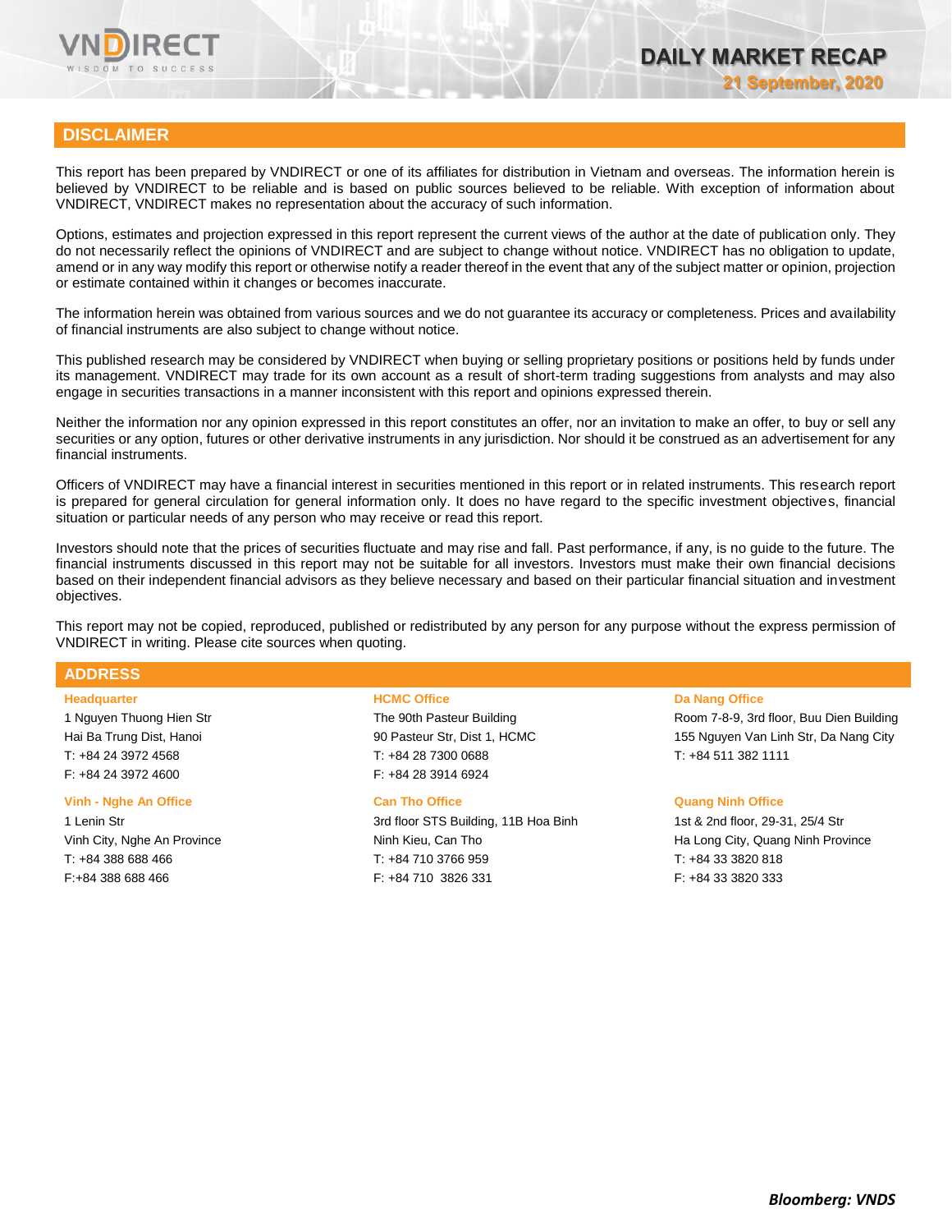## DISCLAIMER

This report has been prepared by VNDIRECT or one of its affiliates for distribution in Vietnam and overseas. The information herein is believed by VNDIRECT to be reliable and is based on public sources believed to be reliable. With exception of information about VNDIRECT, VNDIRECT makes no representation about the accuracy of such information.

Options, estimates and projection expressed in this report represent the current views of the author at the date of publication only. They do not necessarily reflect the opinions of VNDIRECT and are subject to change without notice. VNDIRECT has no obligation to update, amend or in any way modify this report or otherwise notify a reader thereof in the event that any of the subject matter or opinion, projection or estimate contained within it changes or becomes inaccurate.

The information herein was obtained from various sources and we do not guarantee its accuracy or completeness. Prices and availability of financial instruments are also subject to change without notice.

This published research may be considered by VNDIRECT when buying or selling proprietary positions or positions held by funds under its management. VNDIRECT may trade for its own account as a result of short-term trading suggestions from analysts and may also engage in securities transactions in a manner inconsistent with this report and opinions expressed therein.

Neither the information nor any opinion expressed in this report constitutes an offer, nor an invitation to make an offer, to buy or sell any securities or any option, futures or other derivative instruments in any jurisdiction. Nor should it be construed as an advertisement for any financial instruments.

Officers of VNDIRECT may have a financial interest in securities mentioned in this report or in related instruments. This research report is prepared for general circulation for general information only. It does no have regard to the specific investment objectives, financial situation or particular needs of any person who may receive or read this report.

Investors should note that the prices of securities fluctuate and may rise and fall. Past performance, if any, is no guide to the future. The financial instruments discussed in this report may not be suitable for all investors. Investors must make their own financial decisions based on their independent financial advisors as they believe necessary and based on their particular financial situation and investment objectives.

This report may not be copied, reproduced, published or redistributed by any person for any purpose without the express permission of VNDIRECT in writing. Please cite sources when quoting.

## ADDRESS

**Headquarter**
1 Nguyen Thuong Hien Str
Hai Ba Trung Dist, Hanoi
T: +84 24 3972 4568
F: +84 24 3972 4600

**HCMC Office**
The 90th Pasteur Building
90 Pasteur Str, Dist 1, HCMC
T: +84 28 7300 0688
F: +84 28 3914 6924

**Da Nang Office**
Room 7-8-9, 3rd floor, Buu Dien Building
155 Nguyen Van Linh Str, Da Nang City
T: +84 511 382 1111

**Vinh - Nghe An Office**
1 Lenin Str
Vinh City, Nghe An Province
T: +84 388 688 466
F:+84 388 688 466

**Can Tho Office**
3rd floor STS Building, 11B Hoa Binh
Ninh Kieu, Can Tho
T: +84 710 3766 959
F: +84 710 3826 331

**Quang Ninh Office**
1st & 2nd floor, 29-31, 25/4 Str
Ha Long City, Quang Ninh Province
T: +84 33 3820 818
F: +84 33 3820 333